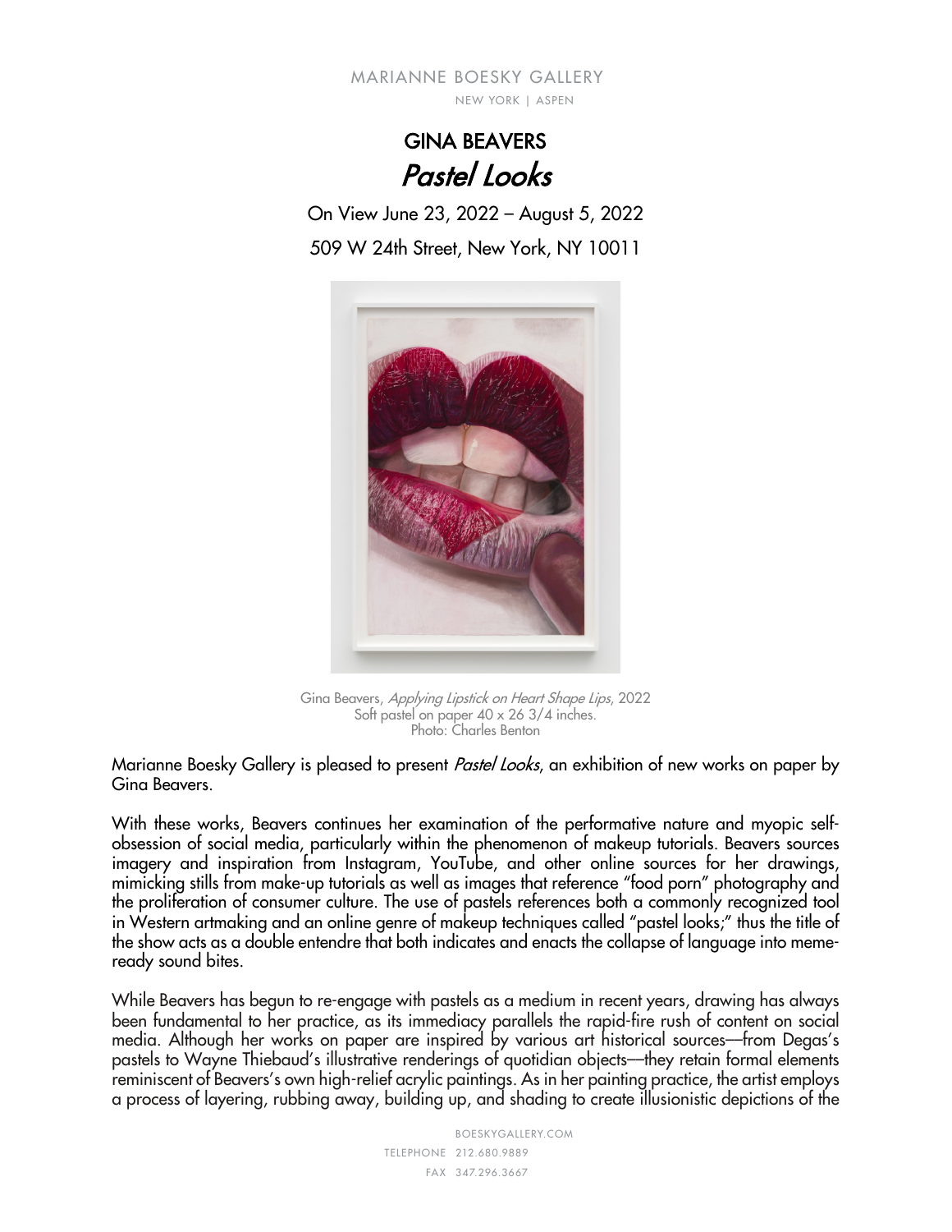MARIANNE BOESKY GALLERY
NEW YORK | ASPEN

# GINA BEAVERS
## *Pastel Looks*

On View June 23, 2022 – August 5, 2022

509 W 24th Street, New York, NY 10011

Gina Beavers, *Applying Lipstick on Heart Shape Lips*, 2022
Soft pastel on paper 40 x 26 3/4 inches.
Photo: Charles Benton

Marianne Boesky Gallery is pleased to present *Pastel Looks*, an exhibition of new works on paper by Gina Beavers.

With these works, Beavers continues her examination of the performative nature and myopic self-obsession of social media, particularly within the phenomenon of makeup tutorials. Beavers sources imagery and inspiration from Instagram, YouTube, and other online sources for her drawings, mimicking stills from make-up tutorials as well as images that reference "food porn" photography and the proliferation of consumer culture. The use of pastels references both a commonly recognized tool in Western artmaking and an online genre of makeup techniques called "pastel looks;" thus the title of the show acts as a double entendre that both indicates and enacts the collapse of language into meme-ready sound bites.

While Beavers has begun to re-engage with pastels as a medium in recent years, drawing has always been fundamental to her practice, as its immediacy parallels the rapid-fire rush of content on social media. Although her works on paper are inspired by various art historical sources—from Degas's pastels to Wayne Thiebaud's illustrative renderings of quotidian objects—they retain formal elements reminiscent of Beavers's own high-relief acrylic paintings. As in her painting practice, the artist employs a process of layering, rubbing away, building up, and shading to create illusionistic depictions of the

BOESKYGALLERY.COM
TELEPHONE 212.680.9889
FAX 347.296.3667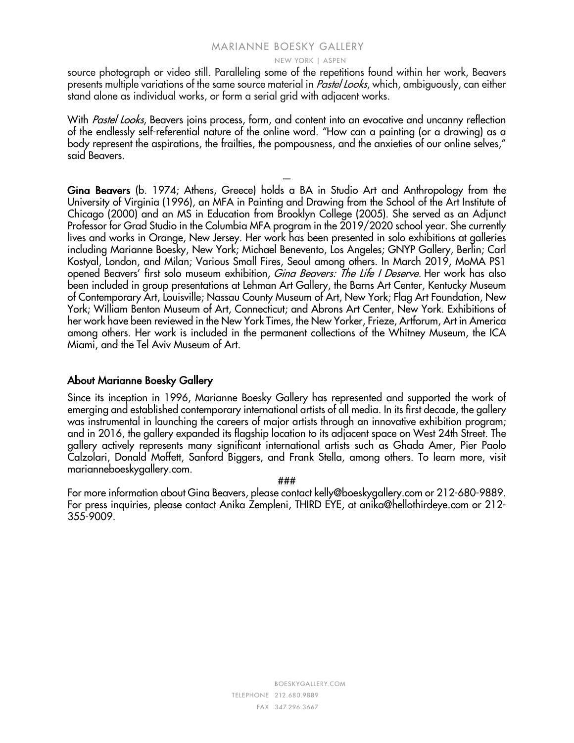source photograph or video still. Paralleling some of the repetitions found within her work, Beavers presents multiple variations of the same source material in *Pastel Looks*, which, ambiguously, can either stand alone as individual works, or form a serial grid with adjacent works.

With *Pastel Looks*, Beavers joins process, form, and content into an evocative and uncanny reflection of the endlessly self-referential nature of the online word. "How can a painting (or a drawing) as a body represent the aspirations, the frailties, the pompousness, and the anxieties of our online selves," said Beavers.

—

**Gina Beavers** (b. 1974; Athens, Greece) holds a BA in Studio Art and Anthropology from the University of Virginia (1996), an MFA in Painting and Drawing from the School of the Art Institute of Chicago (2000) and an MS in Education from Brooklyn College (2005). She served as an Adjunct Professor for Grad Studio in the Columbia MFA program in the 2019/2020 school year. She currently lives and works in Orange, New Jersey. Her work has been presented in solo exhibitions at galleries including Marianne Boesky, New York; Michael Benevento, Los Angeles; GNYP Gallery, Berlin; Carl Kostyal, London, and Milan; Various Small Fires, Seoul among others. In March 2019, MoMA PS1 opened Beavers' first solo museum exhibition, *Gina Beavers: The Life I Deserve*. Her work has also been included in group presentations at Lehman Art Gallery, the Barns Art Center, Kentucky Museum of Contemporary Art, Louisville; Nassau County Museum of Art, New York; Flag Art Foundation, New York; William Benton Museum of Art, Connecticut; and Abrons Art Center, New York. Exhibitions of her work have been reviewed in the New York Times, the New Yorker, Frieze, Artforum, Art in America among others. Her work is included in the permanent collections of the Whitney Museum, the ICA Miami, and the Tel Aviv Museum of Art.

## About Marianne Boesky Gallery

Since its inception in 1996, Marianne Boesky Gallery has represented and supported the work of emerging and established contemporary international artists of all media. In its first decade, the gallery was instrumental in launching the careers of major artists through an innovative exhibition program; and in 2016, the gallery expanded its flagship location to its adjacent space on West 24th Street. The gallery actively represents many significant international artists such as Ghada Amer, Pier Paolo Calzolari, Donald Moffett, Sanford Biggers, and Frank Stella, among others. To learn more, visit marianneboeskygallery.com.

###

For more information about Gina Beavers, please contact kelly@boeskygallery.com or 212-680-9889. For press inquiries, please contact Anika Zempleni, THIRD EYE, at anika@hellothirdeye.com or 212-355-9009.